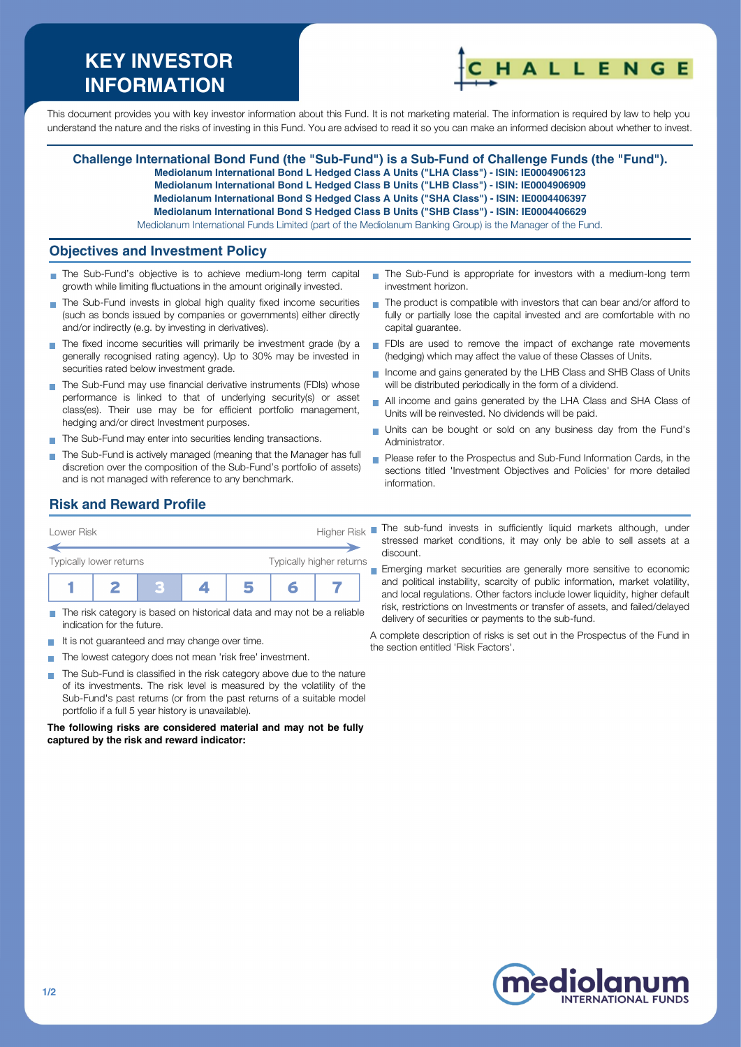# KEY INVESTOR INFORMATION

CHALLENGE

This document provides you with key investor information about this Fund. It is not marketing material. The information is required by law to help you understand the nature and the risks of investing in this Fund. You are advised to read it so you can make an informed decision about whether to invest.

**Challenge International Bond Fund (the "Sub-Fund") is a Sub-Fund of Challenge Funds (the "Fund").**
**Mediolanum International Bond L Hedged Class A Units ("LHA Class") - ISIN: IE0004906123**
**Mediolanum International Bond L Hedged Class B Units ("LHB Class") - ISIN: IE0004906909**
**Mediolanum International Bond S Hedged Class A Units ("SHA Class") - ISIN: IE0004406397**
**Mediolanum International Bond S Hedged Class B Units ("SHB Class") - ISIN: IE0004406629**
Mediolanum International Funds Limited (part of the Mediolanum Banking Group) is the Manager of the Fund.

## Objectives and Investment Policy

- The Sub-Fund's objective is to achieve medium-long term capital growth while limiting fluctuations in the amount originally invested.
- The Sub-Fund invests in global high quality fixed income securities (such as bonds issued by companies or governments) either directly and/or indirectly (e.g. by investing in derivatives).
- The fixed income securities will primarily be investment grade (by a generally recognised rating agency). Up to 30% may be invested in securities rated below investment grade.
- The Sub-Fund may use financial derivative instruments (FDIs) whose performance is linked to that of underlying security(s) or asset class(es). Their use may be for efficient portfolio management, hedging and/or direct Investment purposes.
- The Sub-Fund may enter into securities lending transactions.
- The Sub-Fund is actively managed (meaning that the Manager has full discretion over the composition of the Sub-Fund's portfolio of assets) and is not managed with reference to any benchmark.
- The Sub-Fund is appropriate for investors with a medium-long term investment horizon.
- The product is compatible with investors that can bear and/or afford to fully or partially lose the capital invested and are comfortable with no capital guarantee.
- FDIs are used to remove the impact of exchange rate movements (hedging) which may affect the value of these Classes of Units.
- Income and gains generated by the LHB Class and SHB Class of Units will be distributed periodically in the form of a dividend.
- All income and gains generated by the LHA Class and SHA Class of Units will be reinvested. No dividends will be paid.
- Units can be bought or sold on any business day from the Fund's Administrator.
- Please refer to the Prospectus and Sub-Fund Information Cards, in the sections titled 'Investment Objectives and Policies' for more detailed information.

## Risk and Reward Profile

Lower Risk — Higher Risk

Typically lower returns — Typically higher returns

| 1 | 2 | **3** | 4 | 5 | 6 | 7 |
|---|---|---|---|---|---|---|

- The risk category is based on historical data and may not be a reliable indication for the future.
- It is not guaranteed and may change over time.
- The lowest category does not mean 'risk free' investment.
- The Sub-Fund is classified in the risk category above due to the nature of its investments. The risk level is measured by the volatility of the Sub-Fund's past returns (or from the past returns of a suitable model portfolio if a full 5 year history is unavailable).

**The following risks are considered material and may not be fully captured by the risk and reward indicator:**

- The sub-fund invests in sufficiently liquid markets although, under stressed market conditions, it may only be able to sell assets at a discount.
- Emerging market securities are generally more sensitive to economic and political instability, scarcity of public information, market volatility, and local regulations. Other factors include lower liquidity, higher default risk, restrictions on Investments or transfer of assets, and failed/delayed delivery of securities or payments to the sub-fund.

A complete description of risks is set out in the Prospectus of the Fund in the section entitled 'Risk Factors'.

mediolanum INTERNATIONAL FUNDS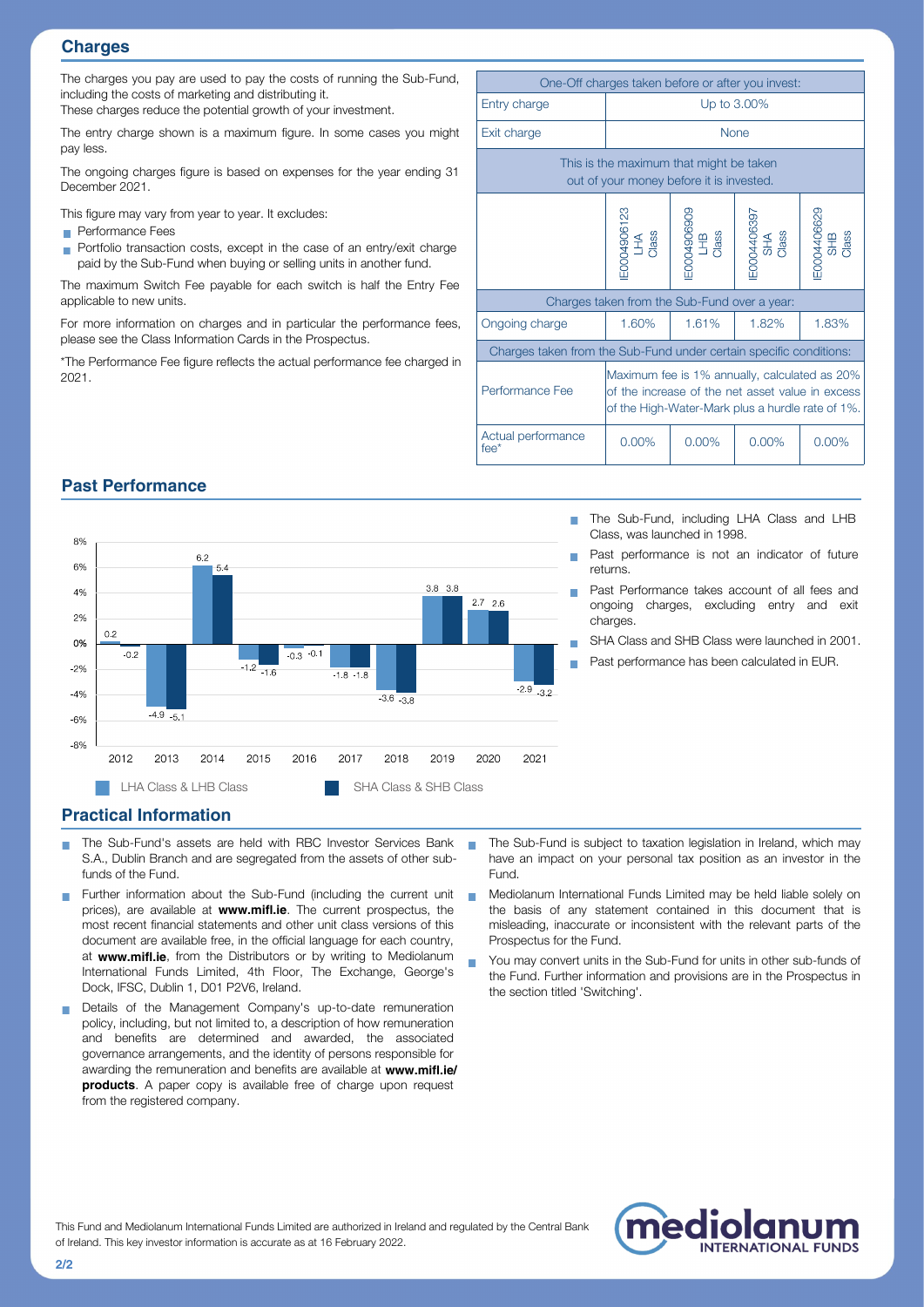## Charges

The charges you pay are used to pay the costs of running the Sub-Fund, including the costs of marketing and distributing it.
These charges reduce the potential growth of your investment.

The entry charge shown is a maximum figure. In some cases you might pay less.

The ongoing charges figure is based on expenses for the year ending 31 December 2021.

This figure may vary from year to year. It excludes:

- Performance Fees
- Portfolio transaction costs, except in the case of an entry/exit charge paid by the Sub-Fund when buying or selling units in another fund.

The maximum Switch Fee payable for each switch is half the Entry Fee applicable to new units.

For more information on charges and in particular the performance fees, please see the Class Information Cards in the Prospectus.

*The Performance Fee figure reflects the actual performance fee charged in 2021.

| One-Off charges taken before or after you invest: | | | | |
|---|---|---|---|---|
| Entry charge | Up to 3.00% | | | |
| Exit charge | None | | | |
| This is the maximum that might be taken out of your money before it is invested. | | | | |
| | IE0004906123 LHA Class | IE0004906909 LHB Class | IE0004406397 SHA Class | IE0004406629 SHB Class |
| Charges taken from the Sub-Fund over a year: | | | | |
| Ongoing charge | 1.60% | 1.61% | 1.82% | 1.83% |
| Charges taken from the Sub-Fund under certain specific conditions: | | | | |
| Performance Fee | Maximum fee is 1% annually, calculated as 20% of the increase of the net asset value in excess of the High-Water-Mark plus a hurdle rate of 1%. | | | |
| Actual performance fee* | 0.00% | 0.00% | 0.00% | 0.00% |

## Past Performance

8%
6%
4%
2%
0%
-2%
-4%
-6%
-8%

0.2 -0.2
-4.9 -5.1
6.2 5.4
-1.2 -1.6
-0.3 -0.1
-1.8 -1.8
-3.6 -3.8
3.8 3.8
2.7 2.6
-2.9 -3.2

2012 2013 2014 2015 2016 2017 2018 2019 2020 2021

LHA Class & LHB Class
SHA Class & SHB Class

- The Sub-Fund, including LHA Class and LHB Class, was launched in 1998.
- Past performance is not an indicator of future returns.
- Past Performance takes account of all fees and ongoing charges, excluding entry and exit charges.
- SHA Class and SHB Class were launched in 2001.
- Past performance has been calculated in EUR.

## Practical Information

- The Sub-Fund's assets are held with RBC Investor Services Bank S.A., Dublin Branch and are segregated from the assets of other sub-funds of the Fund.
- Further information about the Sub-Fund (including the current unit prices), are available at **www.mifl.ie**. The current prospectus, the most recent financial statements and other unit class versions of this document are available free, in the official language for each country, at **www.mifl.ie**, from the Distributors or by writing to Mediolanum International Funds Limited, 4th Floor, The Exchange, George's Dock, IFSC, Dublin 1, D01 P2V6, Ireland.
- Details of the Management Company's up-to-date remuneration policy, including, but not limited to, a description of how remuneration and benefits are determined and awarded, the associated governance arrangements, and the identity of persons responsible for awarding the remuneration and benefits are available at **www.mifl.ie/products**. A paper copy is available free of charge upon request from the registered company.
- The Sub-Fund is subject to taxation legislation in Ireland, which may have an impact on your personal tax position as an investor in the Fund.
- Mediolanum International Funds Limited may be held liable solely on the basis of any statement contained in this document that is misleading, inaccurate or inconsistent with the relevant parts of the Prospectus for the Fund.
- You may convert units in the Sub-Fund for units in other sub-funds of the Fund. Further information and provisions are in the Prospectus in the section titled 'Switching'.

This Fund and Mediolanum International Funds Limited are authorized in Ireland and regulated by the Central Bank of Ireland. This key investor information is accurate as at 16 February 2022.